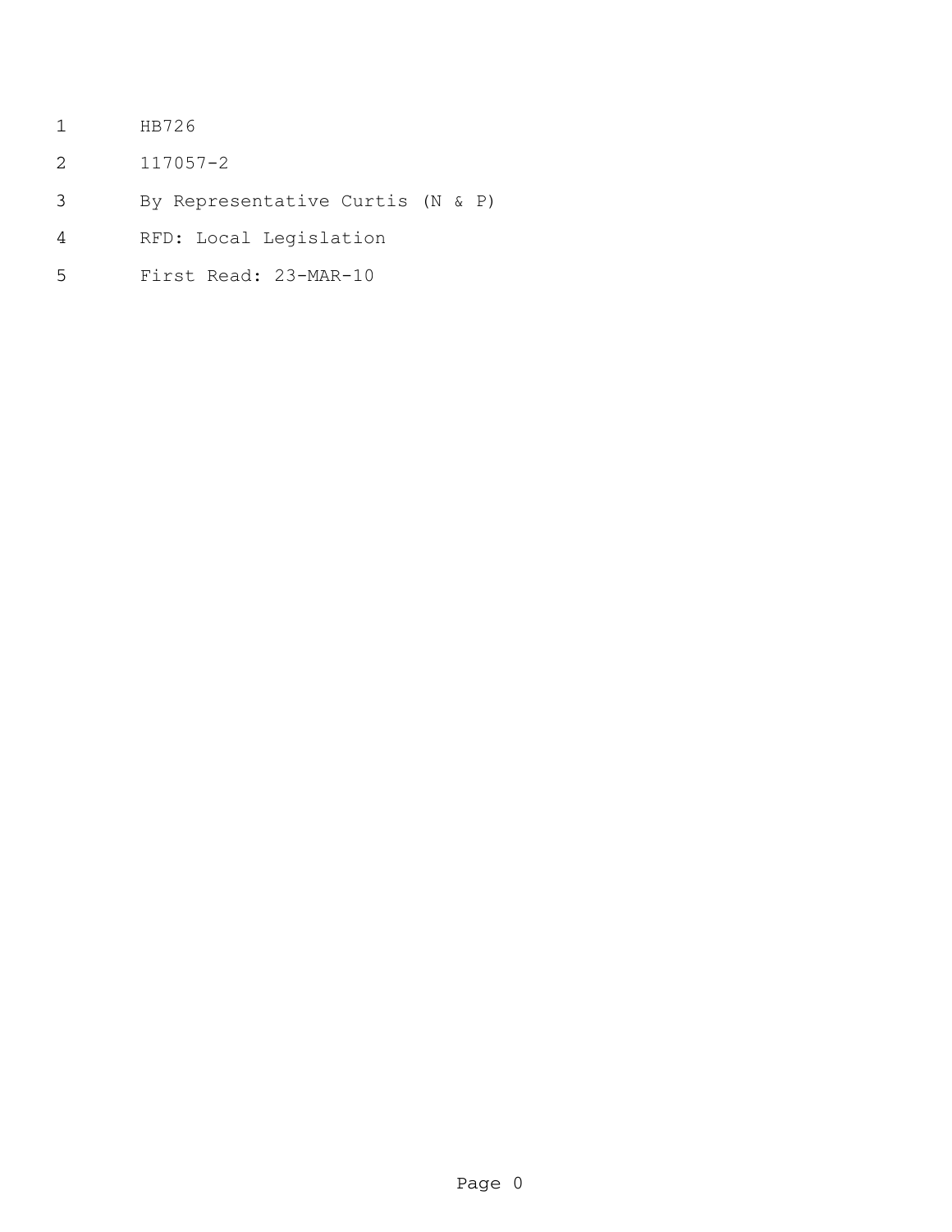HB726

117057-2

By Representative Curtis (N & P)

RFD: Local Legislation

First Read: 23-MAR-10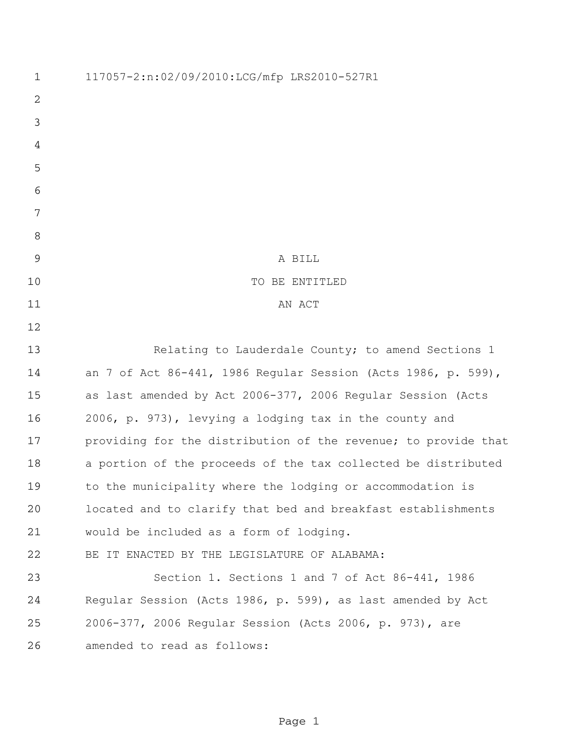117057-2:n:02/09/2010:LCG/mfp LRS2010-527R1

A BILL

TO BE ENTITLED

AN ACT

Relating to Lauderdale County; to amend Sections 1 an 7 of Act 86-441, 1986 Regular Session (Acts 1986, p. 599), as last amended by Act 2006-377, 2006 Regular Session (Acts 2006, p. 973), levying a lodging tax in the county and providing for the distribution of the revenue; to provide that a portion of the proceeds of the tax collected be distributed to the municipality where the lodging or accommodation is located and to clarify that bed and breakfast establishments would be included as a form of lodging.

BE IT ENACTED BY THE LEGISLATURE OF ALABAMA:

Section 1. Sections 1 and 7 of Act 86-441, 1986 Regular Session (Acts 1986, p. 599), as last amended by Act 2006-377, 2006 Regular Session (Acts 2006, p. 973), are amended to read as follows: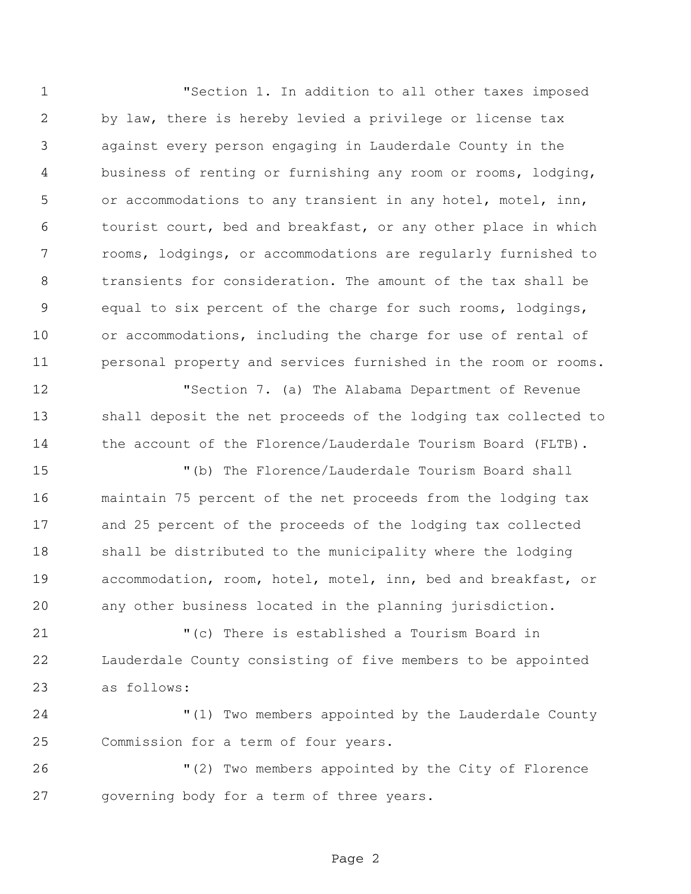"Section 1. In addition to all other taxes imposed by law, there is hereby levied a privilege or license tax against every person engaging in Lauderdale County in the business of renting or furnishing any room or rooms, lodging, or accommodations to any transient in any hotel, motel, inn, tourist court, bed and breakfast, or any other place in which rooms, lodgings, or accommodations are regularly furnished to transients for consideration. The amount of the tax shall be equal to six percent of the charge for such rooms, lodgings, or accommodations, including the charge for use of rental of personal property and services furnished in the room or rooms.

"Section 7. (a) The Alabama Department of Revenue shall deposit the net proceeds of the lodging tax collected to the account of the Florence/Lauderdale Tourism Board (FLTB).

"(b) The Florence/Lauderdale Tourism Board shall maintain 75 percent of the net proceeds from the lodging tax and 25 percent of the proceeds of the lodging tax collected shall be distributed to the municipality where the lodging accommodation, room, hotel, motel, inn, bed and breakfast, or any other business located in the planning jurisdiction.

"(c) There is established a Tourism Board in Lauderdale County consisting of five members to be appointed as follows:

"(1) Two members appointed by the Lauderdale County Commission for a term of four years.

"(2) Two members appointed by the City of Florence governing body for a term of three years.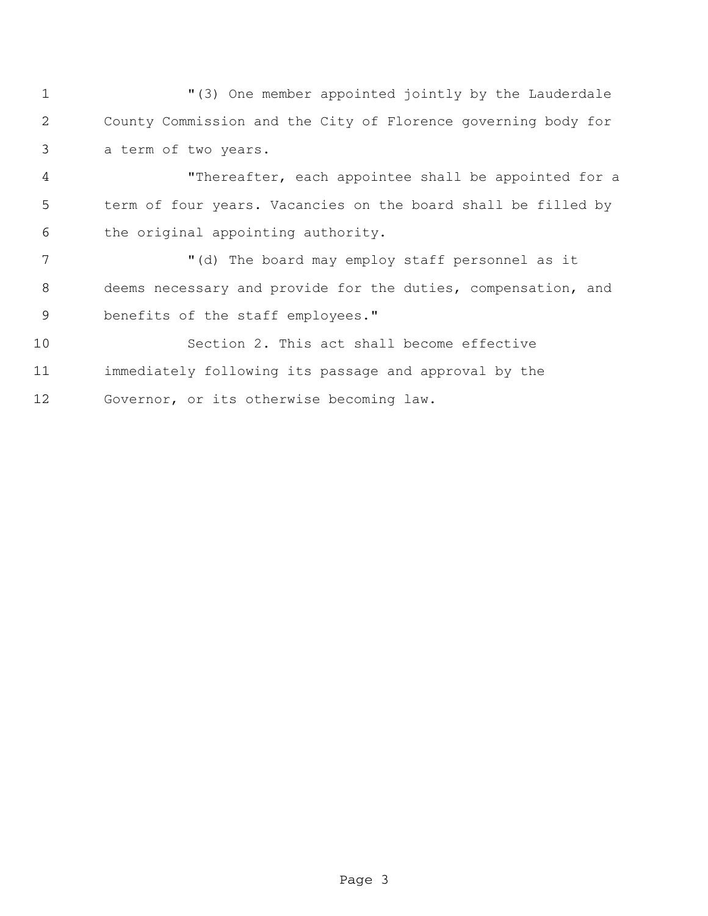"(3) One member appointed jointly by the Lauderdale County Commission and the City of Florence governing body for a term of two years.

"Thereafter, each appointee shall be appointed for a term of four years. Vacancies on the board shall be filled by the original appointing authority.

"(d) The board may employ staff personnel as it deems necessary and provide for the duties, compensation, and benefits of the staff employees."

Section 2. This act shall become effective immediately following its passage and approval by the Governor, or its otherwise becoming law.